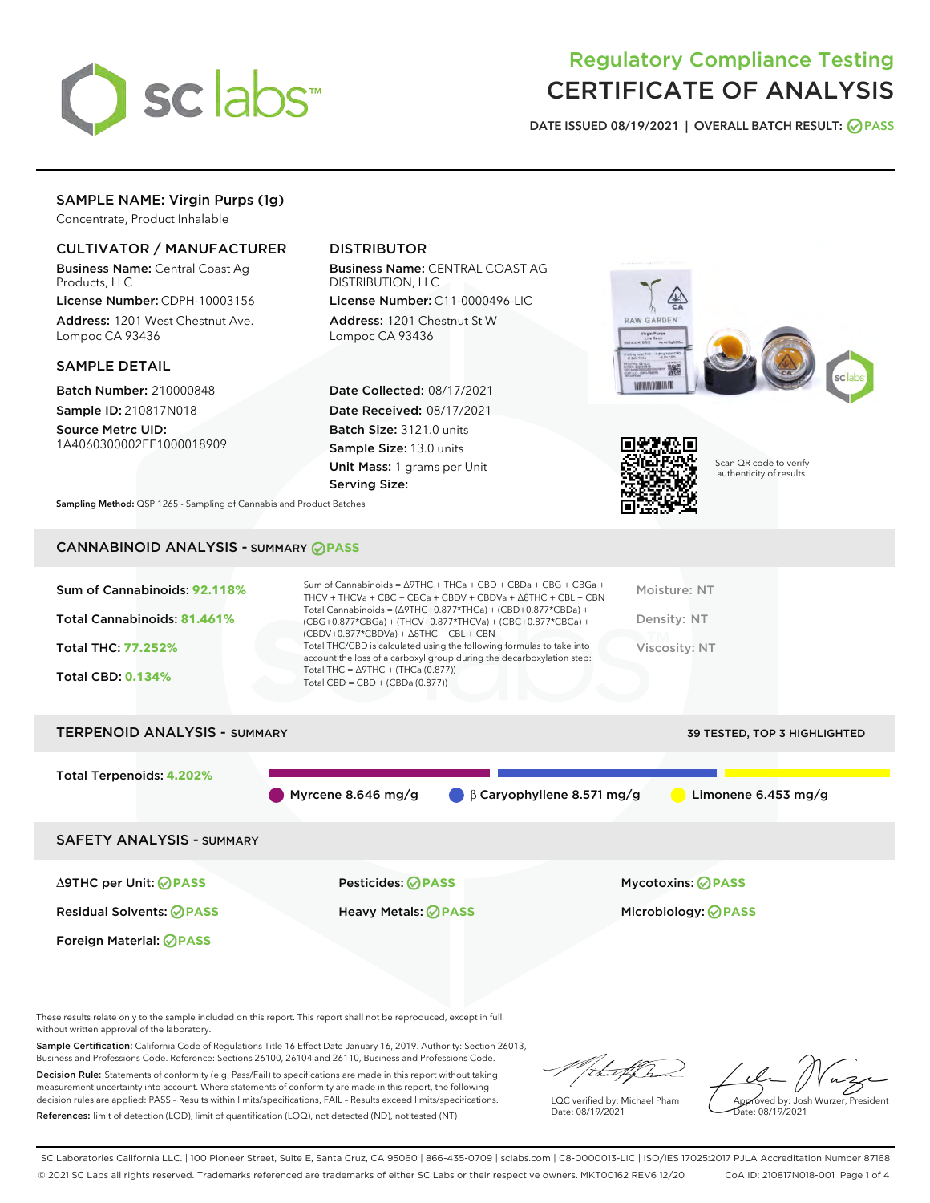# Regulatory Compliance Testing
# CERTIFICATE OF ANALYSIS

DATE ISSUED 08/19/2021 | OVERALL BATCH RESULT: PASS

## SAMPLE NAME: Virgin Purps (1g)

Concentrate, Product Inhalable

### CULTIVATOR / MANUFACTURER

**Business Name:** Central Coast Ag Products, LLC

**License Number:** CDPH-10003156

**Address:** 1201 West Chestnut Ave. Lompoc CA 93436

### DISTRIBUTOR

**Business Name:** CENTRAL COAST AG DISTRIBUTION, LLC

**License Number:** C11-0000496-LIC

**Address:** 1201 Chestnut St W Lompoc CA 93436

### SAMPLE DETAIL

**Batch Number:** 210000848

**Sample ID:** 210817N018

**Source Metrc UID:** 1A4060300002EE1000018909

**Date Collected:** 08/17/2021

**Date Received:** 08/17/2021

**Batch Size:** 3121.0 units

**Sample Size:** 13.0 units

**Unit Mass:** 1 grams per Unit

**Serving Size:**

Scan QR code to verify authenticity of results.

**Sampling Method:** QSP 1265 - Sampling of Cannabis and Product Batches

## CANNABINOID ANALYSIS - SUMMARY PASS

Sum of Cannabinoids: **92.118%**

Total Cannabinoids: **81.461%**

Total THC: **77.252%**

Total CBD: **0.134%**

Sum of Cannabinoids = Δ9THC + THCa + CBD + CBDa + CBG + CBGa + THCV + THCVa + CBC + CBCa + CBDV + CBDVa + Δ8THC + CBL + CBN

Total Cannabinoids = (Δ9THC+0.877*THCa) + (CBD+0.877*CBDa) + (CBG+0.877*CBGa) + (THCV+0.877*THCVa) + (CBC+0.877*CBCa) + (CBDV+0.877*CBDVa) + Δ8THC + CBL + CBN

Total THC/CBD is calculated using the following formulas to take into account the loss of a carboxyl group during the decarboxylation step:

Total THC = Δ9THC + (THCa (0.877))

Total CBD = CBD + (CBDa (0.877))

Moisture: NT

Density: NT

Viscosity: NT

## TERPENOID ANALYSIS - SUMMARY

39 TESTED, TOP 3 HIGHLIGHTED

Total Terpenoids: **4.202%**

Myrcene 8.646 mg/g

β Caryophyllene 8.571 mg/g

Limonene 6.453 mg/g

## SAFETY ANALYSIS - SUMMARY

Δ9THC per Unit: PASS

Pesticides: PASS

Mycotoxins: PASS

Residual Solvents: PASS

Heavy Metals: PASS

Microbiology: PASS

Foreign Material: PASS

These results relate only to the sample included on this report. This report shall not be reproduced, except in full, without written approval of the laboratory.

**Sample Certification:** California Code of Regulations Title 16 Effect Date January 16, 2019. Authority: Section 26013, Business and Professions Code. Reference: Sections 26100, 26104 and 26110, Business and Professions Code.

**Decision Rule:** Statements of conformity (e.g. Pass/Fail) to specifications are made in this report without taking measurement uncertainty into account. Where statements of conformity are made in this report, the following decision rules are applied: PASS – Results within limits/specifications, FAIL – Results exceed limits/specifications.

**References:** limit of detection (LOD), limit of quantification (LOQ), not detected (ND), not tested (NT)

LQC verified by: Michael Pham
Date: 08/19/2021

Approved by: Josh Wurzer, President
Date: 08/19/2021

SC Laboratories California LLC. | 100 Pioneer Street, Suite E, Santa Cruz, CA 95060 | 866-435-0709 | sclabs.com | C8-0000013-LIC | ISO/IES 17025:2017 PJLA Accreditation Number 87168

© 2021 SC Labs all rights reserved. Trademarks referenced are trademarks of either SC Labs or their respective owners. MKT00162 REV6 12/20 CoA ID: 210817N018-001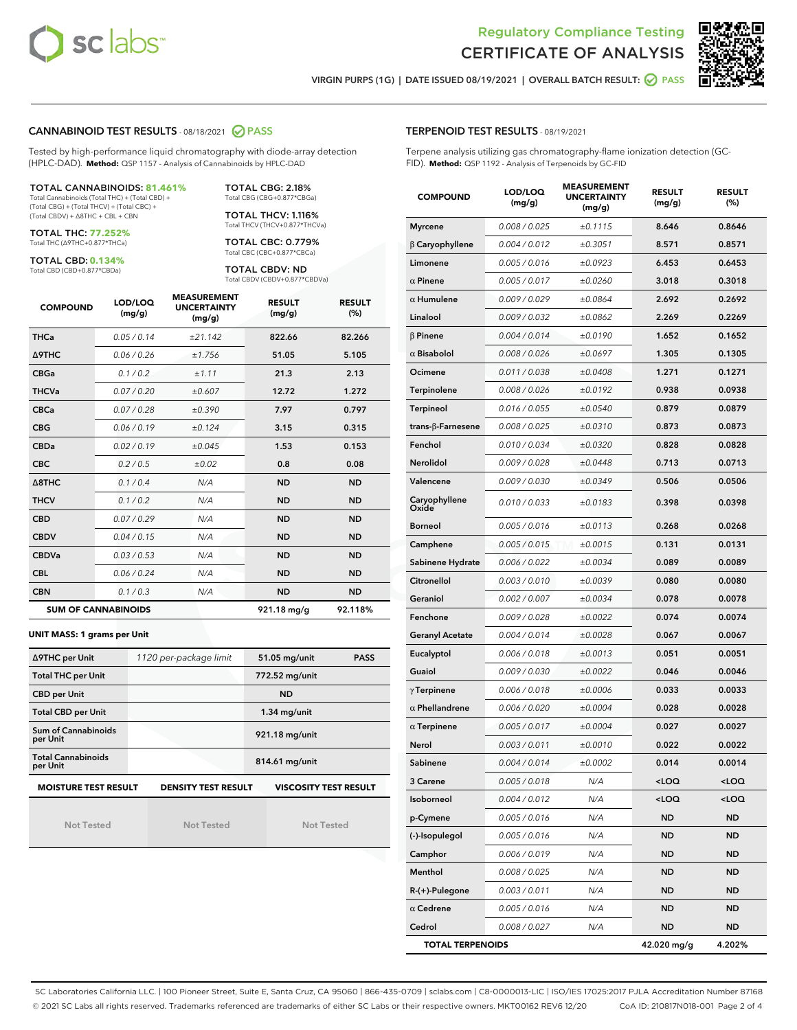Regulatory Compliance Testing

# CERTIFICATE OF ANALYSIS

VIRGIN PURPS (1G) | DATE ISSUED 08/19/2021 | OVERALL BATCH RESULT: PASS

## CANNABINOID TEST RESULTS - 08/18/2021 PASS

Tested by high-performance liquid chromatography with diode-array detection (HPLC-DAD). **Method:** QSP 1157 - Analysis of Cannabinoids by HPLC-DAD

**TOTAL CANNABINOIDS: 81.461%**
Total Cannabinoids (Total THC) + (Total CBD) + (Total CBG) + (Total THCV) + (Total CBC) + (Total CBDV) + Δ8THC + CBL + CBN

**TOTAL THC: 77.252%**
Total THC (Δ9THC+0.877*THCa)

**TOTAL CBD: 0.134%**
Total CBD (CBD+0.877*CBDa)

**TOTAL CBG: 2.18%**
Total CBG (CBG+0.877*CBGa)

**TOTAL THCV: 1.116%**
Total THCV (THCV+0.877*THCVa)

**TOTAL CBC: 0.779%**
Total CBC (CBC+0.877*CBCa)

**TOTAL CBDV: ND**
Total CBDV (CBDV+0.877*CBDVa)

| COMPOUND | LOD/LOQ (mg/g) | MEASUREMENT UNCERTAINTY (mg/g) | RESULT (mg/g) | RESULT (%) |
|---|---|---|---|---|
| THCa | 0.05 / 0.14 | ±21.142 | 822.66 | 82.266 |
| Δ9THC | 0.06 / 0.26 | ±1.756 | 51.05 | 5.105 |
| CBGa | 0.1 / 0.2 | ±1.11 | 21.3 | 2.13 |
| THCVa | 0.07 / 0.20 | ±0.607 | 12.72 | 1.272 |
| CBCa | 0.07 / 0.28 | ±0.390 | 7.97 | 0.797 |
| CBG | 0.06 / 0.19 | ±0.124 | 3.15 | 0.315 |
| CBDa | 0.02 / 0.19 | ±0.045 | 1.53 | 0.153 |
| CBC | 0.2 / 0.5 | ±0.02 | 0.8 | 0.08 |
| Δ8THC | 0.1 / 0.4 | N/A | ND | ND |
| THCV | 0.1 / 0.2 | N/A | ND | ND |
| CBD | 0.07 / 0.29 | N/A | ND | ND |
| CBDV | 0.04 / 0.15 | N/A | ND | ND |
| CBDVa | 0.03 / 0.53 | N/A | ND | ND |
| CBL | 0.06 / 0.24 | N/A | ND | ND |
| CBN | 0.1 / 0.3 | N/A | ND | ND |
| **SUM OF CANNABINOIDS** | | | 921.18 mg/g | 92.118% |

**UNIT MASS: 1 grams per Unit**

| | | | |
|---|---|---|---|
| Δ9THC per Unit | 1120 per-package limit | 51.05 mg/unit | PASS |
| Total THC per Unit | | 772.52 mg/unit | |
| CBD per Unit | | ND | |
| Total CBD per Unit | | 1.34 mg/unit | |
| Sum of Cannabinoids per Unit | | 921.18 mg/unit | |
| Total Cannabinoids per Unit | | 814.61 mg/unit | |

| MOISTURE TEST RESULT | DENSITY TEST RESULT | VISCOSITY TEST RESULT |
|---|---|---|
| Not Tested | Not Tested | Not Tested |

## TERPENOID TEST RESULTS - 08/19/2021

Terpene analysis utilizing gas chromatography-flame ionization detection (GC-FID). **Method:** QSP 1192 - Analysis of Terpenoids by GC-FID

| COMPOUND | LOD/LOQ (mg/g) | MEASUREMENT UNCERTAINTY (mg/g) | RESULT (mg/g) | RESULT (%) |
|---|---|---|---|---|
| Myrcene | 0.008 / 0.025 | ±0.1115 | 8.646 | 0.8646 |
| β Caryophyllene | 0.004 / 0.012 | ±0.3051 | 8.571 | 0.8571 |
| Limonene | 0.005 / 0.016 | ±0.0923 | 6.453 | 0.6453 |
| α Pinene | 0.005 / 0.017 | ±0.0260 | 3.018 | 0.3018 |
| α Humulene | 0.009 / 0.029 | ±0.0864 | 2.692 | 0.2692 |
| Linalool | 0.009 / 0.032 | ±0.0862 | 2.269 | 0.2269 |
| β Pinene | 0.004 / 0.014 | ±0.0190 | 1.652 | 0.1652 |
| α Bisabolol | 0.008 / 0.026 | ±0.0697 | 1.305 | 0.1305 |
| Ocimene | 0.011 / 0.038 | ±0.0408 | 1.271 | 0.1271 |
| Terpinolene | 0.008 / 0.026 | ±0.0192 | 0.938 | 0.0938 |
| Terpineol | 0.016 / 0.055 | ±0.0540 | 0.879 | 0.0879 |
| trans-β-Farnesene | 0.008 / 0.025 | ±0.0310 | 0.873 | 0.0873 |
| Fenchol | 0.010 / 0.034 | ±0.0320 | 0.828 | 0.0828 |
| Nerolidol | 0.009 / 0.028 | ±0.0448 | 0.713 | 0.0713 |
| Valencene | 0.009 / 0.030 | ±0.0349 | 0.506 | 0.0506 |
| Caryophyllene Oxide | 0.010 / 0.033 | ±0.0183 | 0.398 | 0.0398 |
| Borneol | 0.005 / 0.016 | ±0.0113 | 0.268 | 0.0268 |
| Camphene | 0.005 / 0.015 | ±0.0015 | 0.131 | 0.0131 |
| Sabinene Hydrate | 0.006 / 0.022 | ±0.0034 | 0.089 | 0.0089 |
| Citronellol | 0.003 / 0.010 | ±0.0039 | 0.080 | 0.0080 |
| Geraniol | 0.002 / 0.007 | ±0.0034 | 0.078 | 0.0078 |
| Fenchone | 0.009 / 0.028 | ±0.0022 | 0.074 | 0.0074 |
| Geranyl Acetate | 0.004 / 0.014 | ±0.0028 | 0.067 | 0.0067 |
| Eucalyptol | 0.006 / 0.018 | ±0.0013 | 0.051 | 0.0051 |
| Guaiol | 0.009 / 0.030 | ±0.0022 | 0.046 | 0.0046 |
| γ Terpinene | 0.006 / 0.018 | ±0.0006 | 0.033 | 0.0033 |
| α Phellandrene | 0.006 / 0.020 | ±0.0004 | 0.028 | 0.0028 |
| α Terpinene | 0.005 / 0.017 | ±0.0004 | 0.027 | 0.0027 |
| Nerol | 0.003 / 0.011 | ±0.0010 | 0.022 | 0.0022 |
| Sabinene | 0.004 / 0.014 | ±0.0002 | 0.014 | 0.0014 |
| 3 Carene | 0.005 / 0.018 | N/A | <LOQ | <LOQ |
| Isoborneol | 0.004 / 0.012 | N/A | <LOQ | <LOQ |
| p-Cymene | 0.005 / 0.016 | N/A | ND | ND |
| (-)-Isopulegol | 0.005 / 0.016 | N/A | ND | ND |
| Camphor | 0.006 / 0.019 | N/A | ND | ND |
| Menthol | 0.008 / 0.025 | N/A | ND | ND |
| R-(+)-Pulegone | 0.003 / 0.011 | N/A | ND | ND |
| α Cedrene | 0.005 / 0.016 | N/A | ND | ND |
| Cedrol | 0.008 / 0.027 | N/A | ND | ND |
| **TOTAL TERPENOIDS** | | | 42.020 mg/g | 4.202% |

SC Laboratories California LLC. | 100 Pioneer Street, Suite E, Santa Cruz, CA 95060 | 866-435-0709 | sclabs.com | C8-0000013-LIC | ISO/IES 17025:2017 PJLA Accreditation Number 87168
© 2021 SC Labs all rights reserved. Trademarks referenced are trademarks of either SC Labs or their respective owners. MKT00162 REV6 12/20 CoA ID: 210817N018-001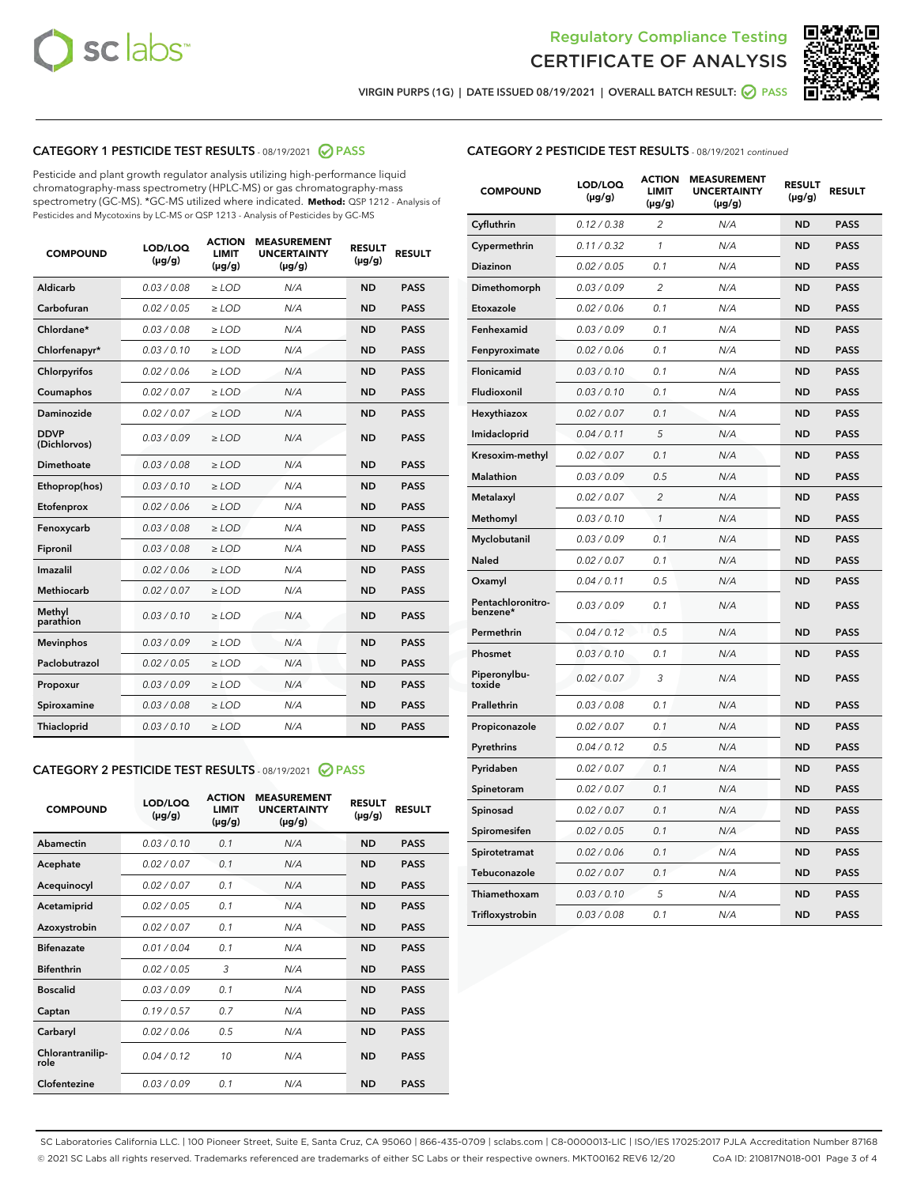Regulatory Compliance Testing
CERTIFICATE OF ANALYSIS

VIRGIN PURPS (1G) | DATE ISSUED 08/19/2021 | OVERALL BATCH RESULT: PASS

## CATEGORY 1 PESTICIDE TEST RESULTS - 08/19/2021 PASS

Pesticide and plant growth regulator analysis utilizing high-performance liquid chromatography-mass spectrometry (HPLC-MS) or gas chromatography-mass spectrometry (GC-MS). *GC-MS utilized where indicated. **Method:** QSP 1212 - Analysis of Pesticides and Mycotoxins by LC-MS or QSP 1213 - Analysis of Pesticides by GC-MS

| COMPOUND | LOD/LOQ (µg/g) | ACTION LIMIT (µg/g) | MEASUREMENT UNCERTAINTY (µg/g) | RESULT (µg/g) | RESULT |
|---|---|---|---|---|---|
| Aldicarb | 0.03 / 0.08 | ≥ LOD | N/A | ND | PASS |
| Carbofuran | 0.02 / 0.05 | ≥ LOD | N/A | ND | PASS |
| Chlordane* | 0.03 / 0.08 | ≥ LOD | N/A | ND | PASS |
| Chlorfenapyr* | 0.03 / 0.10 | ≥ LOD | N/A | ND | PASS |
| Chlorpyrifos | 0.02 / 0.06 | ≥ LOD | N/A | ND | PASS |
| Coumaphos | 0.02 / 0.07 | ≥ LOD | N/A | ND | PASS |
| Daminozide | 0.02 / 0.07 | ≥ LOD | N/A | ND | PASS |
| DDVP (Dichlorvos) | 0.03 / 0.09 | ≥ LOD | N/A | ND | PASS |
| Dimethoate | 0.03 / 0.08 | ≥ LOD | N/A | ND | PASS |
| Ethoprop(hos) | 0.03 / 0.10 | ≥ LOD | N/A | ND | PASS |
| Etofenprox | 0.02 / 0.06 | ≥ LOD | N/A | ND | PASS |
| Fenoxycarb | 0.03 / 0.08 | ≥ LOD | N/A | ND | PASS |
| Fipronil | 0.03 / 0.08 | ≥ LOD | N/A | ND | PASS |
| Imazalil | 0.02 / 0.06 | ≥ LOD | N/A | ND | PASS |
| Methiocarb | 0.02 / 0.07 | ≥ LOD | N/A | ND | PASS |
| Methyl parathion | 0.03 / 0.10 | ≥ LOD | N/A | ND | PASS |
| Mevinphos | 0.03 / 0.09 | ≥ LOD | N/A | ND | PASS |
| Paclobutrazol | 0.02 / 0.05 | ≥ LOD | N/A | ND | PASS |
| Propoxur | 0.03 / 0.09 | ≥ LOD | N/A | ND | PASS |
| Spiroxamine | 0.03 / 0.08 | ≥ LOD | N/A | ND | PASS |
| Thiacloprid | 0.03 / 0.10 | ≥ LOD | N/A | ND | PASS |

## CATEGORY 2 PESTICIDE TEST RESULTS - 08/19/2021 PASS

| COMPOUND | LOD/LOQ (µg/g) | ACTION LIMIT (µg/g) | MEASUREMENT UNCERTAINTY (µg/g) | RESULT (µg/g) | RESULT |
|---|---|---|---|---|---|
| Abamectin | 0.03 / 0.10 | 0.1 | N/A | ND | PASS |
| Acephate | 0.02 / 0.07 | 0.1 | N/A | ND | PASS |
| Acequinocyl | 0.02 / 0.07 | 0.1 | N/A | ND | PASS |
| Acetamiprid | 0.02 / 0.05 | 0.1 | N/A | ND | PASS |
| Azoxystrobin | 0.02 / 0.07 | 0.1 | N/A | ND | PASS |
| Bifenazate | 0.01 / 0.04 | 0.1 | N/A | ND | PASS |
| Bifenthrin | 0.02 / 0.05 | 3 | N/A | ND | PASS |
| Boscalid | 0.03 / 0.09 | 0.1 | N/A | ND | PASS |
| Captan | 0.19 / 0.57 | 0.7 | N/A | ND | PASS |
| Carbaryl | 0.02 / 0.06 | 0.5 | N/A | ND | PASS |
| Chlorantraniliprole | 0.04 / 0.12 | 10 | N/A | ND | PASS |
| Clofentezine | 0.03 / 0.09 | 0.1 | N/A | ND | PASS |
| Cyfluthrin | 0.12 / 0.38 | 2 | N/A | ND | PASS |
| Cypermethrin | 0.11 / 0.32 | 1 | N/A | ND | PASS |
| Diazinon | 0.02 / 0.05 | 0.1 | N/A | ND | PASS |
| Dimethomorph | 0.03 / 0.09 | 2 | N/A | ND | PASS |
| Etoxazole | 0.02 / 0.06 | 0.1 | N/A | ND | PASS |
| Fenhexamid | 0.03 / 0.09 | 0.1 | N/A | ND | PASS |
| Fenpyroximate | 0.02 / 0.06 | 0.1 | N/A | ND | PASS |
| Flonicamid | 0.03 / 0.10 | 0.1 | N/A | ND | PASS |
| Fludioxonil | 0.03 / 0.10 | 0.1 | N/A | ND | PASS |
| Hexythiazox | 0.02 / 0.07 | 0.1 | N/A | ND | PASS |
| Imidacloprid | 0.04 / 0.11 | 5 | N/A | ND | PASS |
| Kresoxim-methyl | 0.02 / 0.07 | 0.1 | N/A | ND | PASS |
| Malathion | 0.03 / 0.09 | 0.5 | N/A | ND | PASS |
| Metalaxyl | 0.02 / 0.07 | 2 | N/A | ND | PASS |
| Methomyl | 0.03 / 0.10 | 1 | N/A | ND | PASS |
| Myclobutanil | 0.03 / 0.09 | 0.1 | N/A | ND | PASS |
| Naled | 0.02 / 0.07 | 0.1 | N/A | ND | PASS |
| Oxamyl | 0.04 / 0.11 | 0.5 | N/A | ND | PASS |
| Pentachloronitrobenzene* | 0.03 / 0.09 | 0.1 | N/A | ND | PASS |
| Permethrin | 0.04 / 0.12 | 0.5 | N/A | ND | PASS |
| Phosmet | 0.03 / 0.10 | 0.1 | N/A | ND | PASS |
| Piperonylbutoxide | 0.02 / 0.07 | 3 | N/A | ND | PASS |
| Prallethrin | 0.03 / 0.08 | 0.1 | N/A | ND | PASS |
| Propiconazole | 0.02 / 0.07 | 0.1 | N/A | ND | PASS |
| Pyrethrins | 0.04 / 0.12 | 0.5 | N/A | ND | PASS |
| Pyridaben | 0.02 / 0.07 | 0.1 | N/A | ND | PASS |
| Spinetoram | 0.02 / 0.07 | 0.1 | N/A | ND | PASS |
| Spinosad | 0.02 / 0.07 | 0.1 | N/A | ND | PASS |
| Spiromesifen | 0.02 / 0.05 | 0.1 | N/A | ND | PASS |
| Spirotetramat | 0.02 / 0.06 | 0.1 | N/A | ND | PASS |
| Tebuconazole | 0.02 / 0.07 | 0.1 | N/A | ND | PASS |
| Thiamethoxam | 0.03 / 0.10 | 5 | N/A | ND | PASS |
| Trifloxystrobin | 0.03 / 0.08 | 0.1 | N/A | ND | PASS |

SC Laboratories California LLC. | 100 Pioneer Street, Suite E, Santa Cruz, CA 95060 | 866-435-0709 | sclabs.com | C8-0000013-LIC | ISO/IES 17025:2017 PJLA Accreditation Number 87168
© 2021 SC Labs all rights reserved. Trademarks referenced are trademarks of either SC Labs or their respective owners. MKT00162 REV6 12/20 CoA ID: 210817N018-001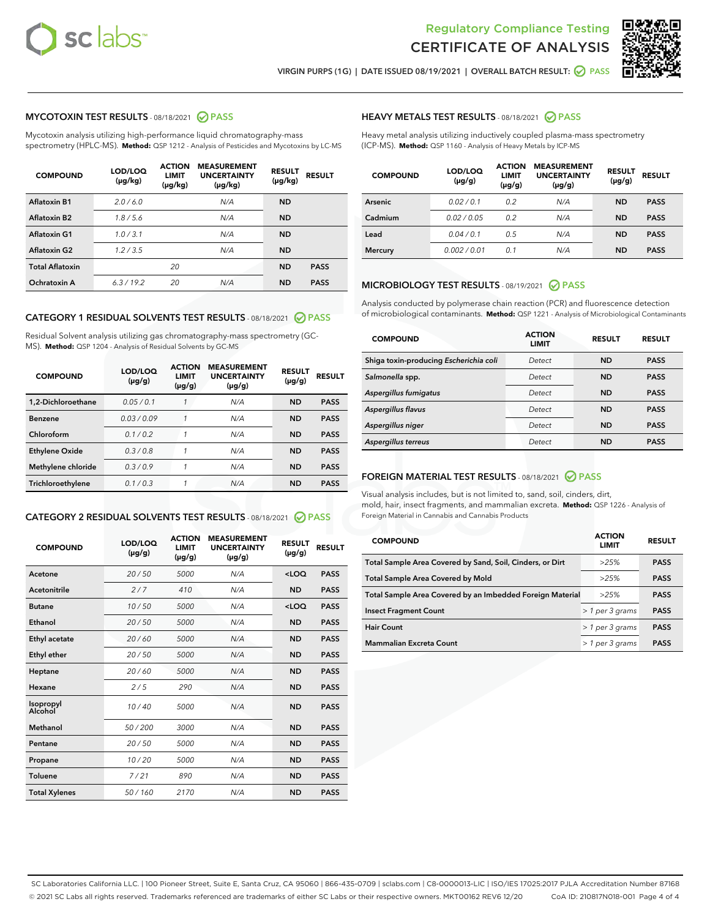Regulatory Compliance Testing

# CERTIFICATE OF ANALYSIS

VIRGIN PURPS (1G) | DATE ISSUED 08/19/2021 | OVERALL BATCH RESULT: PASS

## MYCOTOXIN TEST RESULTS - 08/18/2021 PASS

Mycotoxin analysis utilizing high-performance liquid chromatography-mass spectrometry (HPLC-MS). **Method:** QSP 1212 - Analysis of Pesticides and Mycotoxins by LC-MS

| COMPOUND | LOD/LOQ (µg/kg) | ACTION LIMIT (µg/kg) | MEASUREMENT UNCERTAINTY (µg/kg) | RESULT (µg/kg) | RESULT |
|---|---|---|---|---|---|
| Aflatoxin B1 | 2.0 / 6.0 | | N/A | ND | |
| Aflatoxin B2 | 1.8 / 5.6 | | N/A | ND | |
| Aflatoxin G1 | 1.0 / 3.1 | | N/A | ND | |
| Aflatoxin G2 | 1.2 / 3.5 | | N/A | ND | |
| Total Aflatoxin | | 20 | | ND | PASS |
| Ochratoxin A | 6.3 / 19.2 | 20 | N/A | ND | PASS |

## CATEGORY 1 RESIDUAL SOLVENTS TEST RESULTS - 08/18/2021 PASS

Residual Solvent analysis utilizing gas chromatography-mass spectrometry (GC-MS). **Method:** QSP 1204 - Analysis of Residual Solvents by GC-MS

| COMPOUND | LOD/LOQ (µg/g) | ACTION LIMIT (µg/g) | MEASUREMENT UNCERTAINTY (µg/g) | RESULT (µg/g) | RESULT |
|---|---|---|---|---|---|
| 1,2-Dichloroethane | 0.05 / 0.1 | 1 | N/A | ND | PASS |
| Benzene | 0.03 / 0.09 | 1 | N/A | ND | PASS |
| Chloroform | 0.1 / 0.2 | 1 | N/A | ND | PASS |
| Ethylene Oxide | 0.3 / 0.8 | 1 | N/A | ND | PASS |
| Methylene chloride | 0.3 / 0.9 | 1 | N/A | ND | PASS |
| Trichloroethylene | 0.1 / 0.3 | 1 | N/A | ND | PASS |

## CATEGORY 2 RESIDUAL SOLVENTS TEST RESULTS - 08/18/2021 PASS

| COMPOUND | LOD/LOQ (µg/g) | ACTION LIMIT (µg/g) | MEASUREMENT UNCERTAINTY (µg/g) | RESULT (µg/g) | RESULT |
|---|---|---|---|---|---|
| Acetone | 20 / 50 | 5000 | N/A | <LOQ | PASS |
| Acetonitrile | 2 / 7 | 410 | N/A | ND | PASS |
| Butane | 10 / 50 | 5000 | N/A | <LOQ | PASS |
| Ethanol | 20 / 50 | 5000 | N/A | ND | PASS |
| Ethyl acetate | 20 / 60 | 5000 | N/A | ND | PASS |
| Ethyl ether | 20 / 50 | 5000 | N/A | ND | PASS |
| Heptane | 20 / 60 | 5000 | N/A | ND | PASS |
| Hexane | 2 / 5 | 290 | N/A | ND | PASS |
| Isopropyl Alcohol | 10 / 40 | 5000 | N/A | ND | PASS |
| Methanol | 50 / 200 | 3000 | N/A | ND | PASS |
| Pentane | 20 / 50 | 5000 | N/A | ND | PASS |
| Propane | 10 / 20 | 5000 | N/A | ND | PASS |
| Toluene | 7 / 21 | 890 | N/A | ND | PASS |
| Total Xylenes | 50 / 160 | 2170 | N/A | ND | PASS |

## HEAVY METALS TEST RESULTS - 08/18/2021 PASS

Heavy metal analysis utilizing inductively coupled plasma-mass spectrometry (ICP-MS). **Method:** QSP 1160 - Analysis of Heavy Metals by ICP-MS

| COMPOUND | LOD/LOQ (µg/g) | ACTION LIMIT (µg/g) | MEASUREMENT UNCERTAINTY (µg/g) | RESULT (µg/g) | RESULT |
|---|---|---|---|---|---|
| Arsenic | 0.02 / 0.1 | 0.2 | N/A | ND | PASS |
| Cadmium | 0.02 / 0.05 | 0.2 | N/A | ND | PASS |
| Lead | 0.04 / 0.1 | 0.5 | N/A | ND | PASS |
| Mercury | 0.002 / 0.01 | 0.1 | N/A | ND | PASS |

## MICROBIOLOGY TEST RESULTS - 08/19/2021 PASS

Analysis conducted by polymerase chain reaction (PCR) and fluorescence detection of microbiological contaminants. **Method:** QSP 1221 - Analysis of Microbiological Contaminants

| COMPOUND | ACTION LIMIT | RESULT | RESULT |
|---|---|---|---|
| Shiga toxin-producing *Escherichia coli* | Detect | ND | PASS |
| *Salmonella* spp. | Detect | ND | PASS |
| *Aspergillus fumigatus* | Detect | ND | PASS |
| *Aspergillus flavus* | Detect | ND | PASS |
| *Aspergillus niger* | Detect | ND | PASS |
| *Aspergillus terreus* | Detect | ND | PASS |

## FOREIGN MATERIAL TEST RESULTS - 08/18/2021 PASS

Visual analysis includes, but is not limited to, sand, soil, cinders, dirt, mold, hair, insect fragments, and mammalian excreta. **Method:** QSP 1226 - Analysis of Foreign Material in Cannabis and Cannabis Products

| COMPOUND | ACTION LIMIT | RESULT |
|---|---|---|
| Total Sample Area Covered by Sand, Soil, Cinders, or Dirt | >25% | PASS |
| Total Sample Area Covered by Mold | >25% | PASS |
| Total Sample Area Covered by an Imbedded Foreign Material | >25% | PASS |
| Insect Fragment Count | > 1 per 3 grams | PASS |
| Hair Count | > 1 per 3 grams | PASS |
| Mammalian Excreta Count | > 1 per 3 grams | PASS |

SC Laboratories California LLC. | 100 Pioneer Street, Suite E, Santa Cruz, CA 95060 | 866-435-0709 | sclabs.com | C8-0000013-LIC | ISO/IES 17025:2017 PJLA Accreditation Number 87168
© 2021 SC Labs all rights reserved. Trademarks referenced are trademarks of either SC Labs or their respective owners. MKT00162 REV6 12/20 CoA ID: 210817N018-001